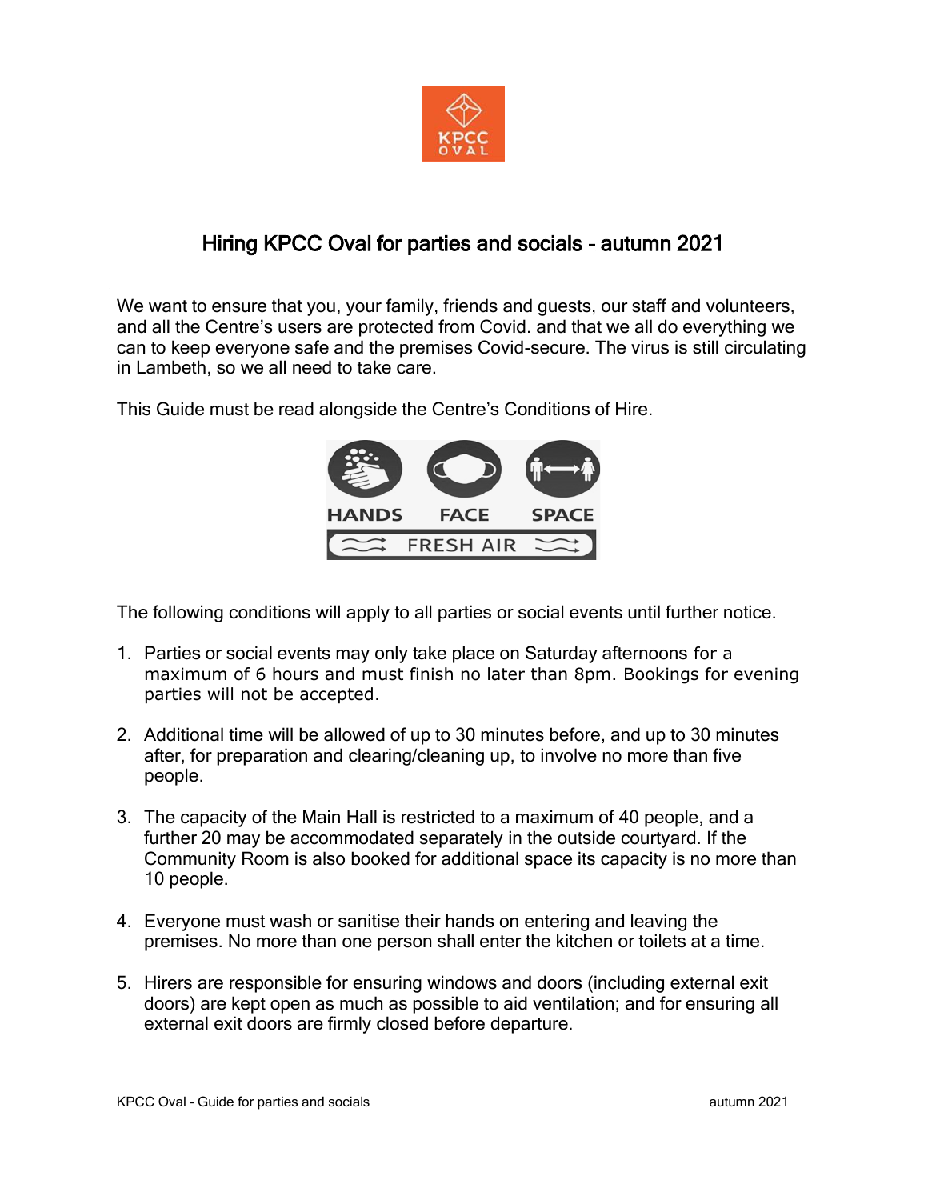# Hiring KPCC Oval for parties and socials - autumn 2021

We want to ensure that you, your family, friends and guests, our staff and volunteers, and all the Centre's users are protected from Covid. and that we all do everything we can to keep everyone safe and the premises Covid-secure. The virus is still circulating in Lambeth, so we all need to take care.

This Guide must be read alongside the Centre's Conditions of Hire.

The following conditions will apply to all parties or social events until further notice.

1. Parties or social events may only take place on Saturday afternoons for a maximum of 6 hours and must finish no later than 8pm. Bookings for evening parties will not be accepted.

2. Additional time will be allowed of up to 30 minutes before, and up to 30 minutes after, for preparation and clearing/cleaning up, to involve no more than five people.

3. The capacity of the Main Hall is restricted to a maximum of 40 people, and a further 20 may be accommodated separately in the outside courtyard. If the Community Room is also booked for additional space its capacity is no more than 10 people.

4. Everyone must wash or sanitise their hands on entering and leaving the premises. No more than one person shall enter the kitchen or toilets at a time.

5. Hirers are responsible for ensuring windows and doors (including external exit doors) are kept open as much as possible to aid ventilation; and for ensuring all external exit doors are firmly closed before departure.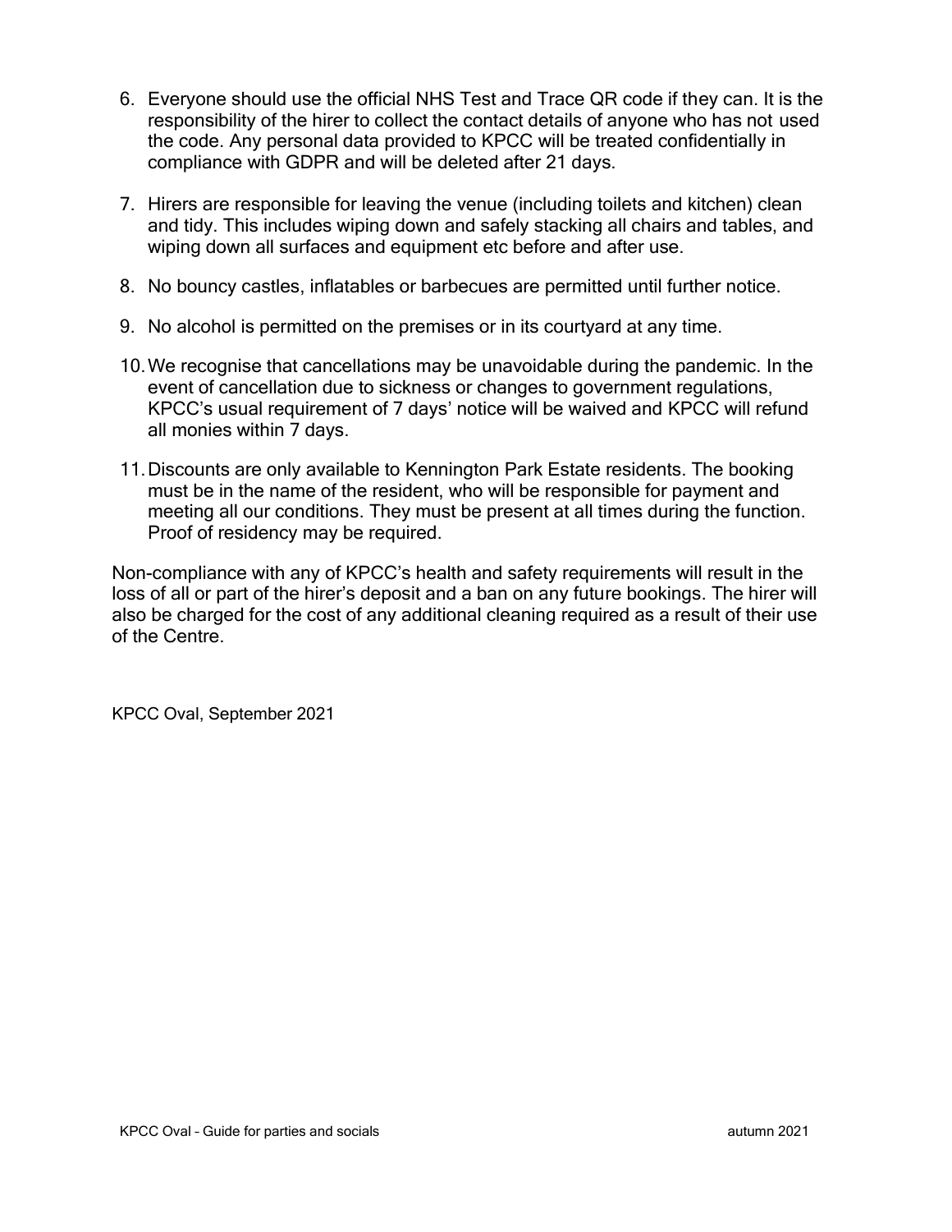6. Everyone should use the official NHS Test and Trace QR code if they can. It is the responsibility of the hirer to collect the contact details of anyone who has not used the code. Any personal data provided to KPCC will be treated confidentially in compliance with GDPR and will be deleted after 21 days.

7. Hirers are responsible for leaving the venue (including toilets and kitchen) clean and tidy. This includes wiping down and safely stacking all chairs and tables, and wiping down all surfaces and equipment etc before and after use.

8. No bouncy castles, inflatables or barbecues are permitted until further notice.

9. No alcohol is permitted on the premises or in its courtyard at any time.

10. We recognise that cancellations may be unavoidable during the pandemic. In the event of cancellation due to sickness or changes to government regulations, KPCC's usual requirement of 7 days' notice will be waived and KPCC will refund all monies within 7 days.

11. Discounts are only available to Kennington Park Estate residents. The booking must be in the name of the resident, who will be responsible for payment and meeting all our conditions. They must be present at all times during the function. Proof of residency may be required.

Non-compliance with any of KPCC's health and safety requirements will result in the loss of all or part of the hirer's deposit and a ban on any future bookings. The hirer will also be charged for the cost of any additional cleaning required as a result of their use of the Centre.

KPCC Oval, September 2021